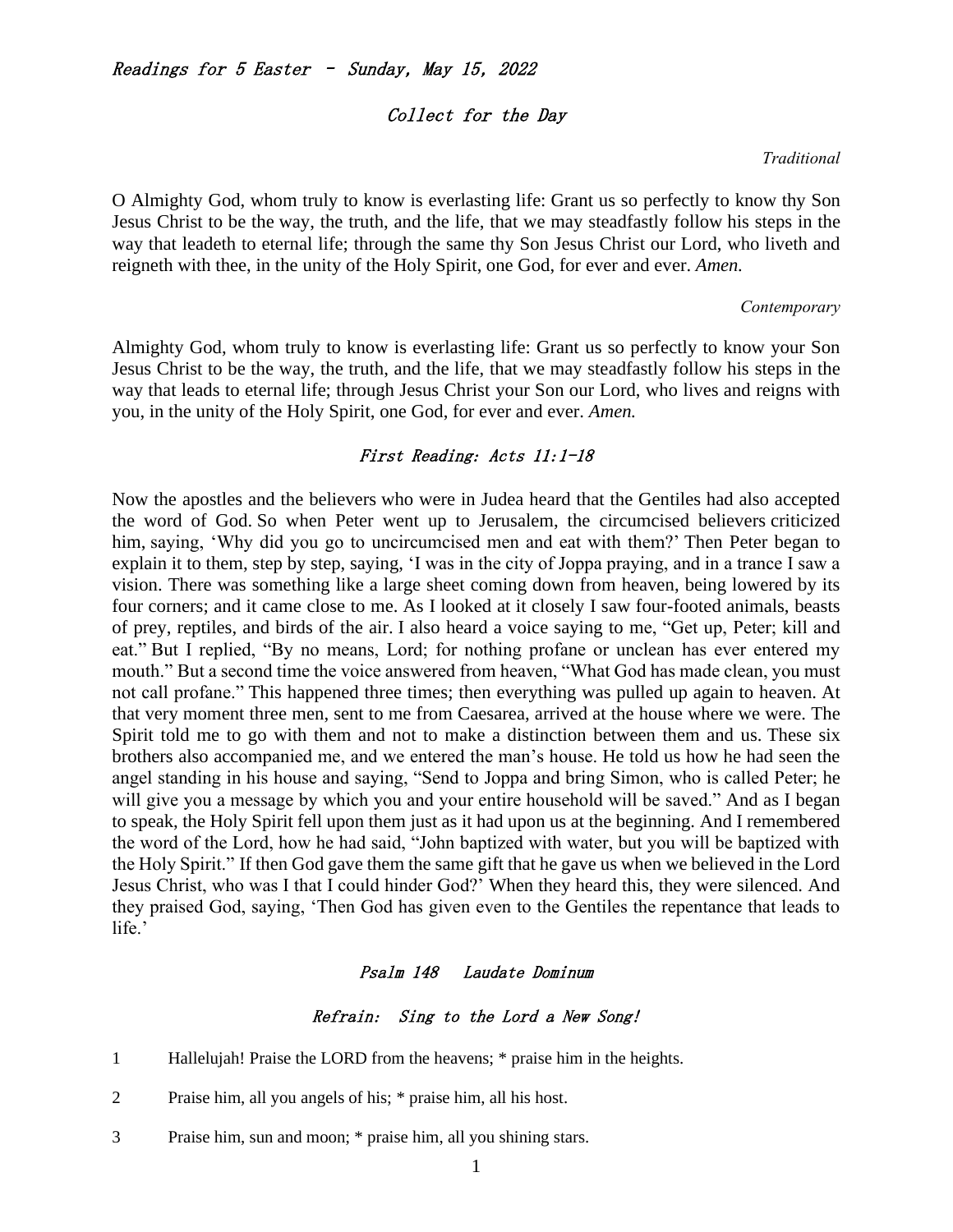*Readings for 5 Easter – Sunday, May 15, 2022*

## *Collect for the Day*

*Traditional*

O Almighty God, whom truly to know is everlasting life: Grant us so perfectly to know thy Son Jesus Christ to be the way, the truth, and the life, that we may steadfastly follow his steps in the way that leadeth to eternal life; through the same thy Son Jesus Christ our Lord, who liveth and reigneth with thee, in the unity of the Holy Spirit, one God, for ever and ever. *Amen.*

*Contemporary*

Almighty God, whom truly to know is everlasting life: Grant us so perfectly to know your Son Jesus Christ to be the way, the truth, and the life, that we may steadfastly follow his steps in the way that leads to eternal life; through Jesus Christ your Son our Lord, who lives and reigns with you, in the unity of the Holy Spirit, one God, for ever and ever. *Amen.*

## *First Reading: Acts 11:1-18*

Now the apostles and the believers who were in Judea heard that the Gentiles had also accepted the word of God. So when Peter went up to Jerusalem, the circumcised believers criticized him, saying, 'Why did you go to uncircumcised men and eat with them?' Then Peter began to explain it to them, step by step, saying, 'I was in the city of Joppa praying, and in a trance I saw a vision. There was something like a large sheet coming down from heaven, being lowered by its four corners; and it came close to me. As I looked at it closely I saw four-footed animals, beasts of prey, reptiles, and birds of the air. I also heard a voice saying to me, "Get up, Peter; kill and eat." But I replied, "By no means, Lord; for nothing profane or unclean has ever entered my mouth." But a second time the voice answered from heaven, "What God has made clean, you must not call profane." This happened three times; then everything was pulled up again to heaven. At that very moment three men, sent to me from Caesarea, arrived at the house where we were. The Spirit told me to go with them and not to make a distinction between them and us. These six brothers also accompanied me, and we entered the man's house. He told us how he had seen the angel standing in his house and saying, "Send to Joppa and bring Simon, who is called Peter; he will give you a message by which you and your entire household will be saved." And as I began to speak, the Holy Spirit fell upon them just as it had upon us at the beginning. And I remembered the word of the Lord, how he had said, "John baptized with water, but you will be baptized with the Holy Spirit." If then God gave them the same gift that he gave us when we believed in the Lord Jesus Christ, who was I that I could hinder God?' When they heard this, they were silenced. And they praised God, saying, 'Then God has given even to the Gentiles the repentance that leads to life.'

## *Psalm 148 Laudate Dominum*

*Refrain: Sing to the Lord a New Song!*

1 Hallelujah! Praise the LORD from the heavens; * praise him in the heights.

2 Praise him, all you angels of his; * praise him, all his host.

3 Praise him, sun and moon; * praise him, all you shining stars.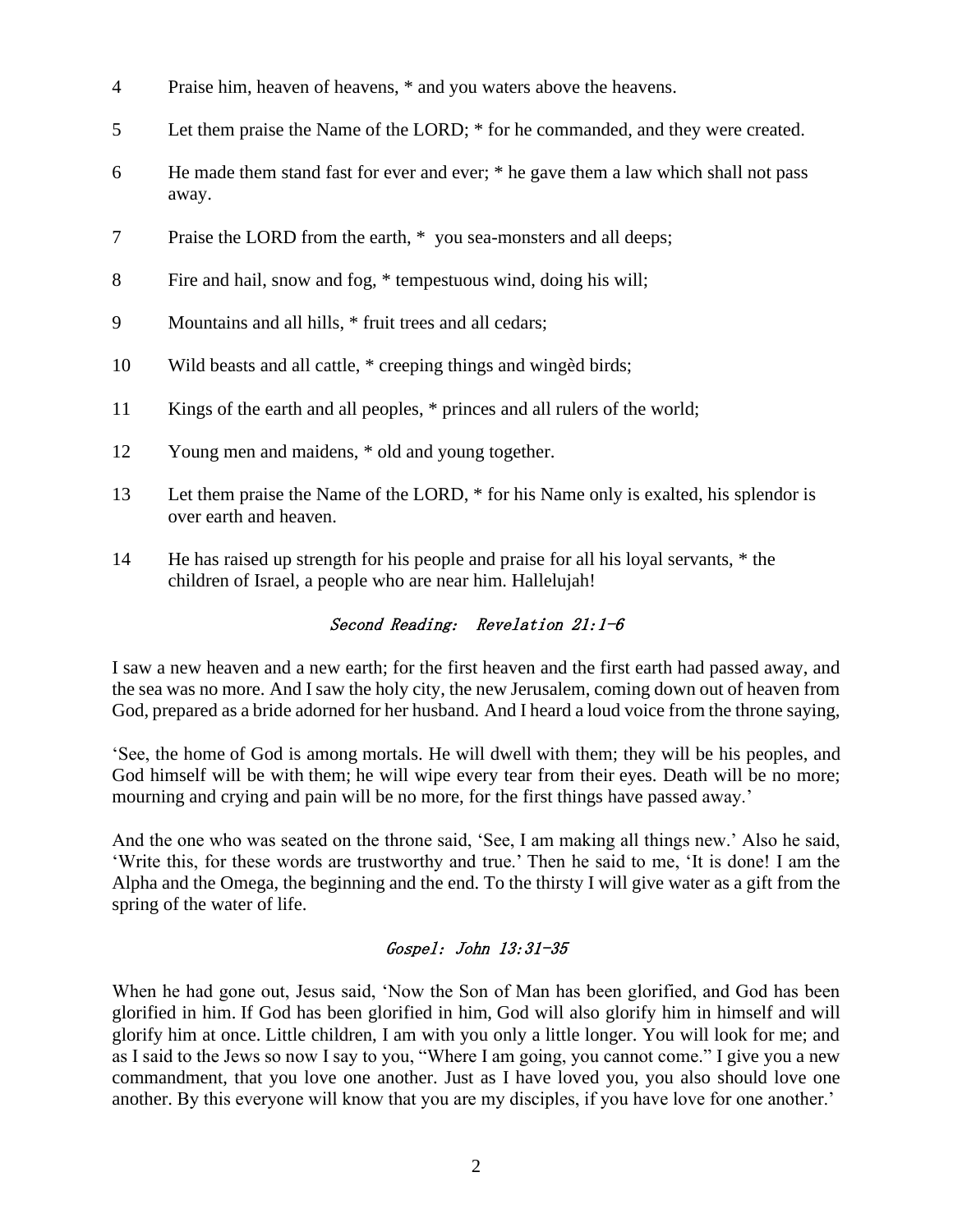4 Praise him, heaven of heavens, * and you waters above the heavens.

5 Let them praise the Name of the LORD; * for he commanded, and they were created.

6 He made them stand fast for ever and ever; * he gave them a law which shall not pass away.

7 Praise the LORD from the earth, * you sea-monsters and all deeps;

8 Fire and hail, snow and fog, * tempestuous wind, doing his will;

9 Mountains and all hills, * fruit trees and all cedars;

10 Wild beasts and all cattle, * creeping things and wingèd birds;

11 Kings of the earth and all peoples, * princes and all rulers of the world;

12 Young men and maidens, * old and young together.

13 Let them praise the Name of the LORD, * for his Name only is exalted, his splendor is over earth and heaven.

14 He has raised up strength for his people and praise for all his loyal servants, * the children of Israel, a people who are near him. Hallelujah!

### *Second Reading: Revelation 21:1-6*

I saw a new heaven and a new earth; for the first heaven and the first earth had passed away, and the sea was no more. And I saw the holy city, the new Jerusalem, coming down out of heaven from God, prepared as a bride adorned for her husband. And I heard a loud voice from the throne saying,

'See, the home of God is among mortals. He will dwell with them; they will be his peoples, and God himself will be with them; he will wipe every tear from their eyes. Death will be no more; mourning and crying and pain will be no more, for the first things have passed away.'

And the one who was seated on the throne said, 'See, I am making all things new.' Also he said, 'Write this, for these words are trustworthy and true.' Then he said to me, 'It is done! I am the Alpha and the Omega, the beginning and the end. To the thirsty I will give water as a gift from the spring of the water of life.

### *Gospel: John 13:31-35*

When he had gone out, Jesus said, 'Now the Son of Man has been glorified, and God has been glorified in him. If God has been glorified in him, God will also glorify him in himself and will glorify him at once. Little children, I am with you only a little longer. You will look for me; and as I said to the Jews so now I say to you, "Where I am going, you cannot come." I give you a new commandment, that you love one another. Just as I have loved you, you also should love one another. By this everyone will know that you are my disciples, if you have love for one another.'